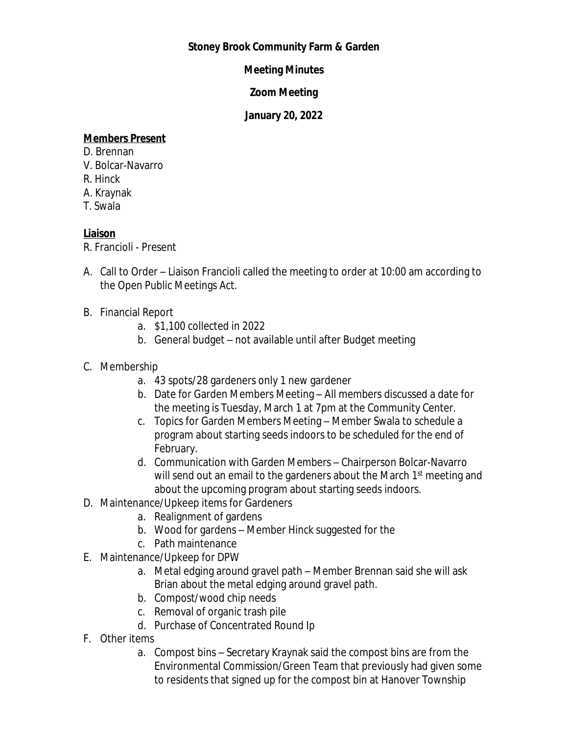**Stoney Brook Community Farm & Garden**

**Meeting Minutes**

**Zoom Meeting**

**January 20, 2022**

**Members Present**

D. Brennan
V. Bolcar-Navarro
R. Hinck
A. Kraynak
T. Swala

**Liaison**

R. Francioli - Present

A. Call to Order – Liaison Francioli called the meeting to order at 10:00 am according to the Open Public Meetings Act.

B. Financial Report
   a. $1,100 collected in 2022
   b. General budget – not available until after Budget meeting

C. Membership
   a. 43 spots/28 gardeners only 1 new gardener
   b. Date for Garden Members Meeting – All members discussed a date for the meeting is Tuesday, March 1 at 7pm at the Community Center.
   c. Topics for Garden Members Meeting – Member Swala to schedule a program about starting seeds indoors to be scheduled for the end of February.
   d. Communication with Garden Members – Chairperson Bolcar-Navarro will send out an email to the gardeners about the March 1st meeting and about the upcoming program about starting seeds indoors.

D. Maintenance/Upkeep items for Gardeners
   a. Realignment of gardens
   b. Wood for gardens – Member Hinck suggested for the
   c. Path maintenance

E. Maintenance/Upkeep for DPW
   a. Metal edging around gravel path – Member Brennan said she will ask Brian about the metal edging around gravel path.
   b. Compost/wood chip needs
   c. Removal of organic trash pile
   d. Purchase of Concentrated Round Ip

F. Other items
   a. Compost bins – Secretary Kraynak said the compost bins are from the Environmental Commission/Green Team that previously had given some to residents that signed up for the compost bin at Hanover Township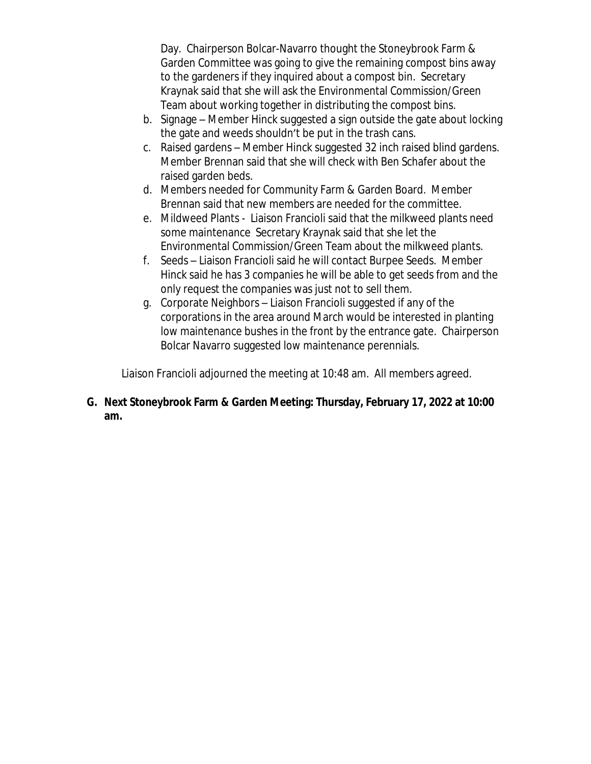Day. Chairperson Bolcar-Navarro thought the Stoneybrook Farm & Garden Committee was going to give the remaining compost bins away to the gardeners if they inquired about a compost bin. Secretary Kraynak said that she will ask the Environmental Commission/Green Team about working together in distributing the compost bins.

b. Signage – Member Hinck suggested a sign outside the gate about locking the gate and weeds shouldn't be put in the trash cans.
c. Raised gardens – Member Hinck suggested 32 inch raised blind gardens. Member Brennan said that she will check with Ben Schafer about the raised garden beds.
d. Members needed for Community Farm & Garden Board. Member Brennan said that new members are needed for the committee.
e. Mildweed Plants - Liaison Francioli said that the milkweed plants need some maintenance Secretary Kraynak said that she let the Environmental Commission/Green Team about the milkweed plants.
f. Seeds – Liaison Francioli said he will contact Burpee Seeds. Member Hinck said he has 3 companies he will be able to get seeds from and the only request the companies was just not to sell them.
g. Corporate Neighbors – Liaison Francioli suggested if any of the corporations in the area around March would be interested in planting low maintenance bushes in the front by the entrance gate. Chairperson Bolcar Navarro suggested low maintenance perennials.

Liaison Francioli adjourned the meeting at 10:48 am. All members agreed.

**G. Next Stoneybrook Farm & Garden Meeting: Thursday, February 17, 2022 at 10:00 am.**